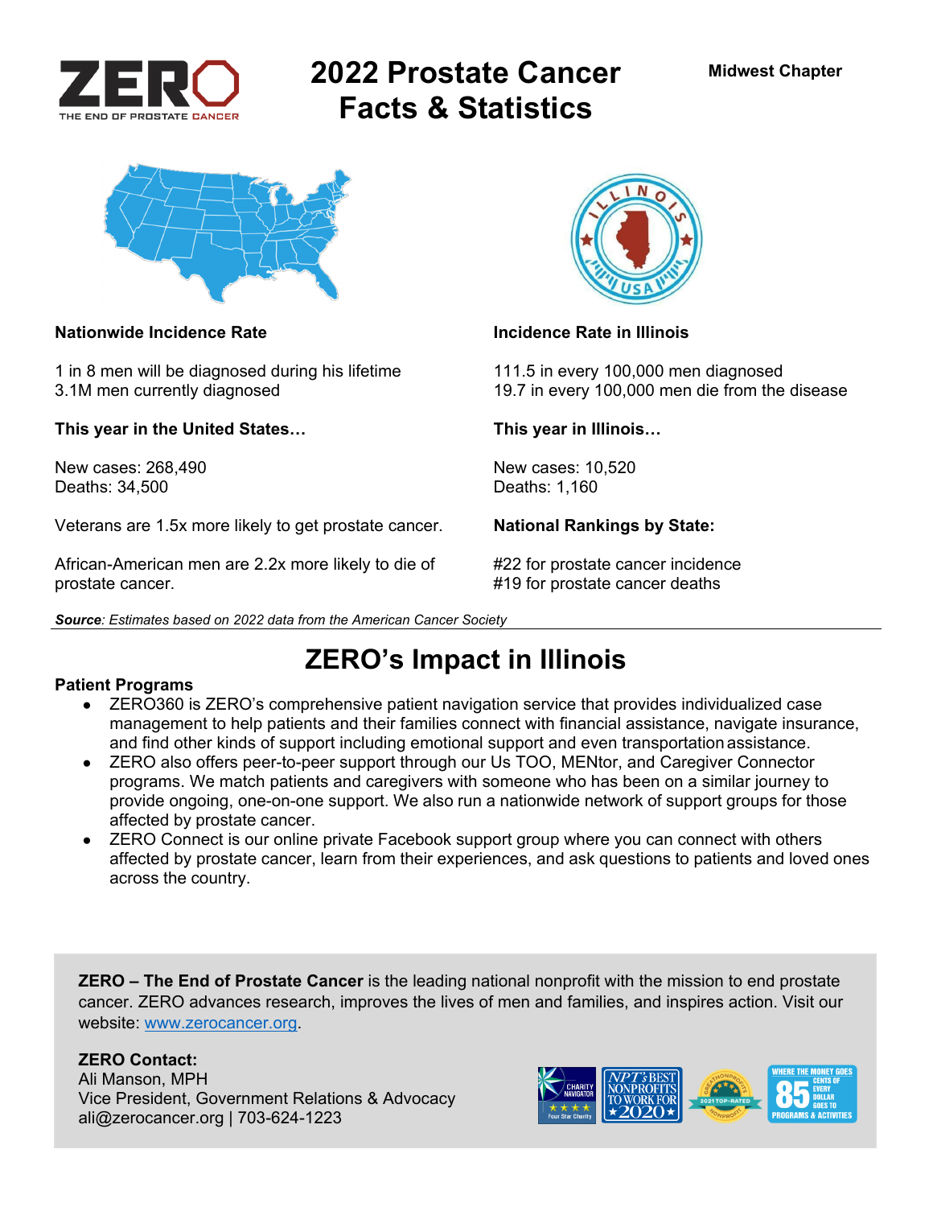ZERO
THE END OF PROSTATE CANCER

# 2022 Prostate Cancer Facts & Statistics

**Midwest Chapter**

**Nationwide Incidence Rate**

1 in 8 men will be diagnosed during his lifetime
3.1M men currently diagnosed

**This year in the United States…**

New cases: 268,490
Deaths: 34,500

Veterans are 1.5x more likely to get prostate cancer.

African-American men are 2.2x more likely to die of prostate cancer.

**Incidence Rate in Illinois**

111.5 in every 100,000 men diagnosed
19.7 in every 100,000 men die from the disease

**This year in Illinois…**

New cases: 10,520
Deaths: 1,160

**National Rankings by State:**

#22 for prostate cancer incidence
#19 for prostate cancer deaths

***Source**: Estimates based on 2022 data from the American Cancer Society*

## ZERO's Impact in Illinois

**Patient Programs**

- ZERO360 is ZERO's comprehensive patient navigation service that provides individualized case management to help patients and their families connect with financial assistance, navigate insurance, and find other kinds of support including emotional support and even transportation assistance.
- ZERO also offers peer-to-peer support through our Us TOO, MENtor, and Caregiver Connector programs. We match patients and caregivers with someone who has been on a similar journey to provide ongoing, one-on-one support. We also run a nationwide network of support groups for those affected by prostate cancer.
- ZERO Connect is our online private Facebook support group where you can connect with others affected by prostate cancer, learn from their experiences, and ask questions to patients and loved ones across the country.

**ZERO – The End of Prostate Cancer** is the leading national nonprofit with the mission to end prostate cancer. ZERO advances research, improves the lives of men and families, and inspires action. Visit our website: [www.zerocancer.org](http://www.zerocancer.org).

**ZERO Contact:**
Ali Manson, MPH
Vice President, Government Relations & Advocacy
ali@zerocancer.org | 703-624-1223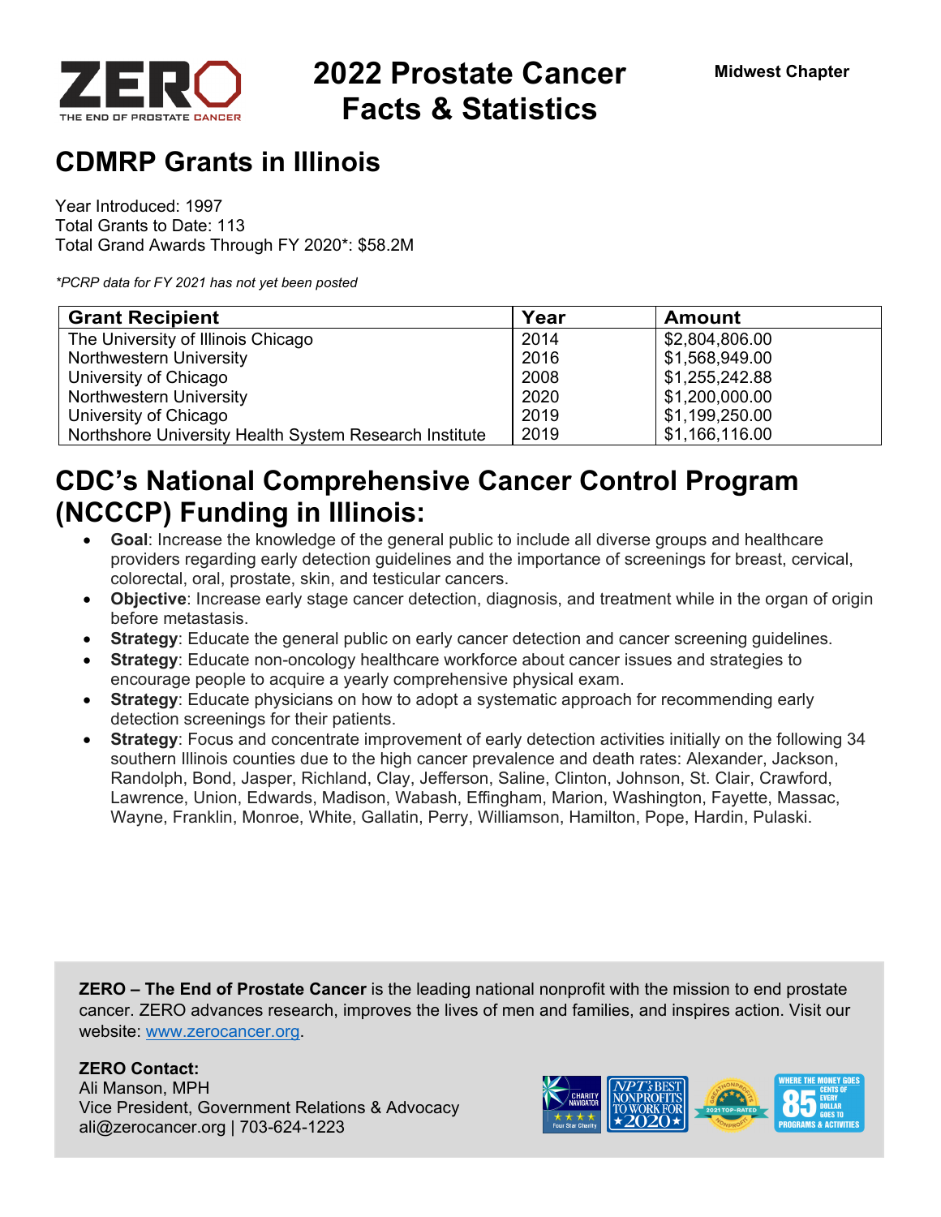# 2022 Prostate Cancer Facts & Statistics

Midwest Chapter

## CDMRP Grants in Illinois

Year Introduced: 1997
Total Grants to Date: 113
Total Grand Awards Through FY 2020*: $58.2M

*\*PCRP data for FY 2021 has not yet been posted*

| Grant Recipient | Year | Amount |
|---|---|---|
| The University of Illinois Chicago | 2014 | $2,804,806.00 |
| Northwestern University | 2016 | $1,568,949.00 |
| University of Chicago | 2008 | $1,255,242.88 |
| Northwestern University | 2020 | $1,200,000.00 |
| University of Chicago | 2019 | $1,199,250.00 |
| Northshore University Health System Research Institute | 2019 | $1,166,116.00 |

## CDC's National Comprehensive Cancer Control Program (NCCCP) Funding in Illinois:

- **Goal**: Increase the knowledge of the general public to include all diverse groups and healthcare providers regarding early detection guidelines and the importance of screenings for breast, cervical, colorectal, oral, prostate, skin, and testicular cancers.
- **Objective**: Increase early stage cancer detection, diagnosis, and treatment while in the organ of origin before metastasis.
- **Strategy**: Educate the general public on early cancer detection and cancer screening guidelines.
- **Strategy**: Educate non-oncology healthcare workforce about cancer issues and strategies to encourage people to acquire a yearly comprehensive physical exam.
- **Strategy**: Educate physicians on how to adopt a systematic approach for recommending early detection screenings for their patients.
- **Strategy**: Focus and concentrate improvement of early detection activities initially on the following 34 southern Illinois counties due to the high cancer prevalence and death rates: Alexander, Jackson, Randolph, Bond, Jasper, Richland, Clay, Jefferson, Saline, Clinton, Johnson, St. Clair, Crawford, Lawrence, Union, Edwards, Madison, Wabash, Effingham, Marion, Washington, Fayette, Massac, Wayne, Franklin, Monroe, White, Gallatin, Perry, Williamson, Hamilton, Pope, Hardin, Pulaski.

**ZERO – The End of Prostate Cancer** is the leading national nonprofit with the mission to end prostate cancer. ZERO advances research, improves the lives of men and families, and inspires action. Visit our website: [www.zerocancer.org](http://www.zerocancer.org).

**ZERO Contact:**
Ali Manson, MPH
Vice President, Government Relations & Advocacy
ali@zerocancer.org | 703-624-1223